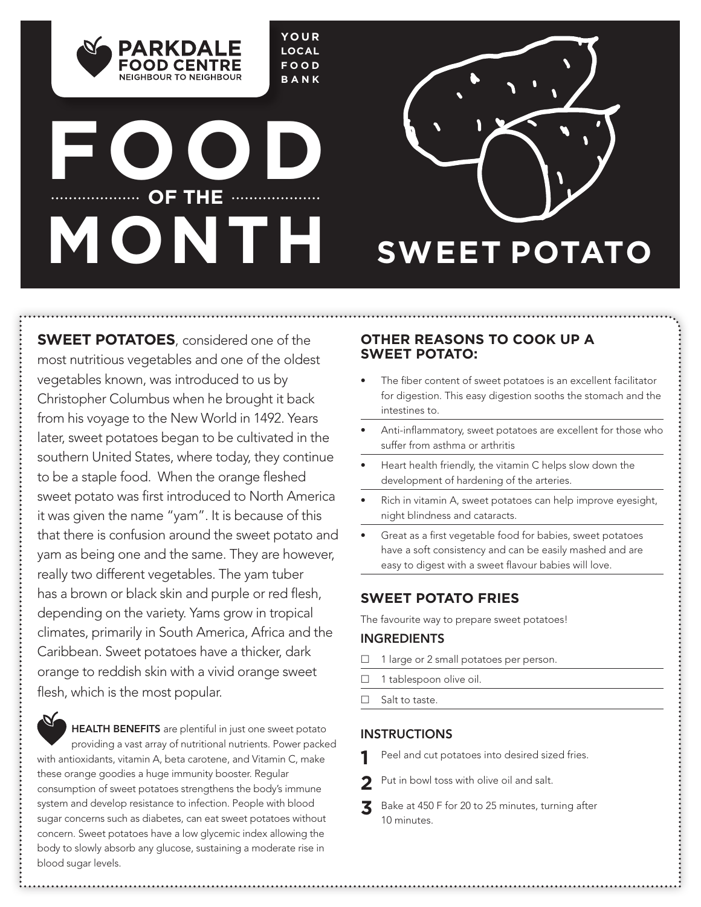PARKDALE FOOD CENTRE
NEIGHBOUR TO NEIGHBOUR

YOUR LOCAL FOOD BANK

# FOOD OF THE MONTH

# SWEET POTATO

**SWEET POTATOES**, considered one of the most nutritious vegetables and one of the oldest vegetables known, was introduced to us by Christopher Columbus when he brought it back from his voyage to the New World in 1492. Years later, sweet potatoes began to be cultivated in the southern United States, where today, they continue to be a staple food. When the orange fleshed sweet potato was first introduced to North America it was given the name "yam". It is because of this that there is confusion around the sweet potato and yam as being one and the same. They are however, really two different vegetables. The yam tuber has a brown or black skin and purple or red flesh, depending on the variety. Yams grow in tropical climates, primarily in South America, Africa and the Caribbean. Sweet potatoes have a thicker, dark orange to reddish skin with a vivid orange sweet flesh, which is the most popular.

**HEALTH BENEFITS** are plentiful in just one sweet potato providing a vast array of nutritional nutrients. Power packed with antioxidants, vitamin A, beta carotene, and Vitamin C, make these orange goodies a huge immunity booster. Regular consumption of sweet potatoes strengthens the body's immune system and develop resistance to infection. People with blood sugar concerns such as diabetes, can eat sweet potatoes without concern. Sweet potatoes have a low glycemic index allowing the body to slowly absorb any glucose, sustaining a moderate rise in blood sugar levels.

## OTHER REASONS TO COOK UP A SWEET POTATO:

- The fiber content of sweet potatoes is an excellent facilitator for digestion. This easy digestion sooths the stomach and the intestines to.
- Anti-inflammatory, sweet potatoes are excellent for those who suffer from asthma or arthritis
- Heart health friendly, the vitamin C helps slow down the development of hardening of the arteries.
- Rich in vitamin A, sweet potatoes can help improve eyesight, night blindness and cataracts.
- Great as a first vegetable food for babies, sweet potatoes have a soft consistency and can be easily mashed and are easy to digest with a sweet flavour babies will love.

## SWEET POTATO FRIES

The favourite way to prepare sweet potatoes!

### INGREDIENTS

- ☐ 1 large or 2 small potatoes per person.
- ☐ 1 tablespoon olive oil.
- ☐ Salt to taste.

### INSTRUCTIONS

1. Peel and cut potatoes into desired sized fries.
2. Put in bowl toss with olive oil and salt.
3. Bake at 450 F for 20 to 25 minutes, turning after 10 minutes.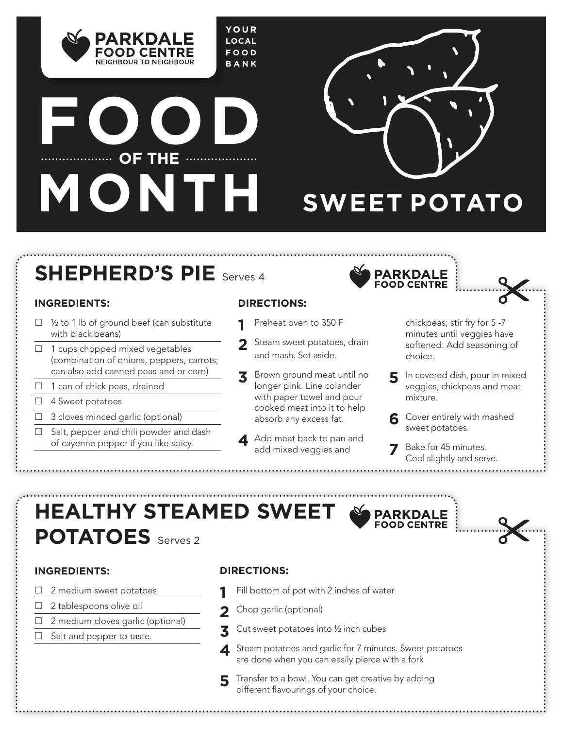PARKDALE FOOD CENTRE
NEIGHBOUR TO NEIGHBOUR

YOUR LOCAL FOOD BANK

# FOOD OF THE MONTH

# SWEET POTATO

## SHEPHERD'S PIE Serves 4

PARKDALE FOOD CENTRE

### INGREDIENTS:

- ☐ ½ to 1 lb of ground beef (can substitute with black beans)
- ☐ 1 cups chopped mixed vegetables (combination of onions, peppers, carrots; can also add canned peas and or corn)
- ☐ 1 can of chick peas, drained
- ☐ 4 Sweet potatoes
- ☐ 3 cloves minced garlic (optional)
- ☐ Salt, pepper and chili powder and dash of cayenne pepper if you like spicy.

### DIRECTIONS:

1. Preheat oven to 350 F
2. Steam sweet potatoes, drain and mash. Set aside.
3. Brown ground meat until no longer pink. Line colander with paper towel and pour cooked meat into it to help absorb any excess fat.
4. Add meat back to pan and add mixed veggies and chickpeas; stir fry for 5 -7 minutes until veggies have softened. Add seasoning of choice.
5. In covered dish, pour in mixed veggies, chickpeas and meat mixture.
6. Cover entirely with mashed sweet potatoes.
7. Bake for 45 minutes. Cool slightly and serve.

## HEALTHY STEAMED SWEET POTATOES Serves 2

PARKDALE FOOD CENTRE

### INGREDIENTS:

- ☐ 2 medium sweet potatoes
- ☐ 2 tablespoons olive oil
- ☐ 2 medium cloves garlic (optional)
- ☐ Salt and pepper to taste.

### DIRECTIONS:

1. Fill bottom of pot with 2 inches of water
2. Chop garlic (optional)
3. Cut sweet potatoes into ½ inch cubes
4. Steam potatoes and garlic for 7 minutes. Sweet potatoes are done when you can easily pierce with a fork
5. Transfer to a bowl. You can get creative by adding different flavourings of your choice.